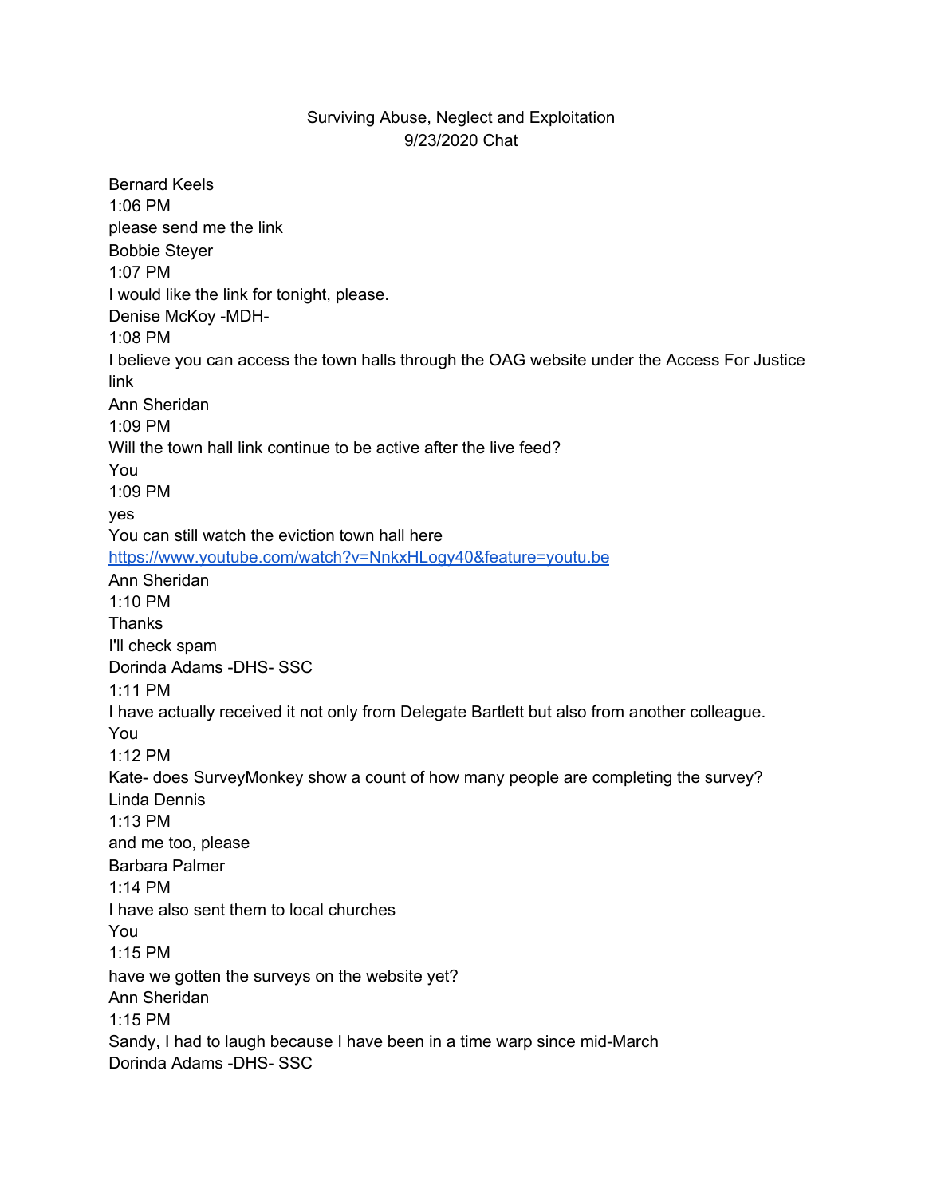Surviving Abuse, Neglect and Exploitation
9/23/2020 Chat

Bernard Keels
1:06 PM
please send me the link

Bobbie Steyer
1:07 PM
I would like the link for tonight, please.

Denise McKoy -MDH-
1:08 PM
I believe you can access the town halls through the OAG website under the Access For Justice link

Ann Sheridan
1:09 PM
Will the town hall link continue to be active after the live feed?

You
1:09 PM
yes
You can still watch the eviction town hall here
[https://www.youtube.com/watch?v=NnkxHLogy40&feature=youtu.be](https://www.youtube.com/watch?v=NnkxHLogy40&feature=youtu.be)

Ann Sheridan
1:10 PM
Thanks
I'll check spam

Dorinda Adams -DHS- SSC
1:11 PM
I have actually received it not only from Delegate Bartlett but also from another colleague.

You
1:12 PM
Kate- does SurveyMonkey show a count of how many people are completing the survey?

Linda Dennis
1:13 PM
and me too, please

Barbara Palmer
1:14 PM
I have also sent them to local churches

You
1:15 PM
have we gotten the surveys on the website yet?

Ann Sheridan
1:15 PM
Sandy, I had to laugh because I have been in a time warp since mid-March

Dorinda Adams -DHS- SSC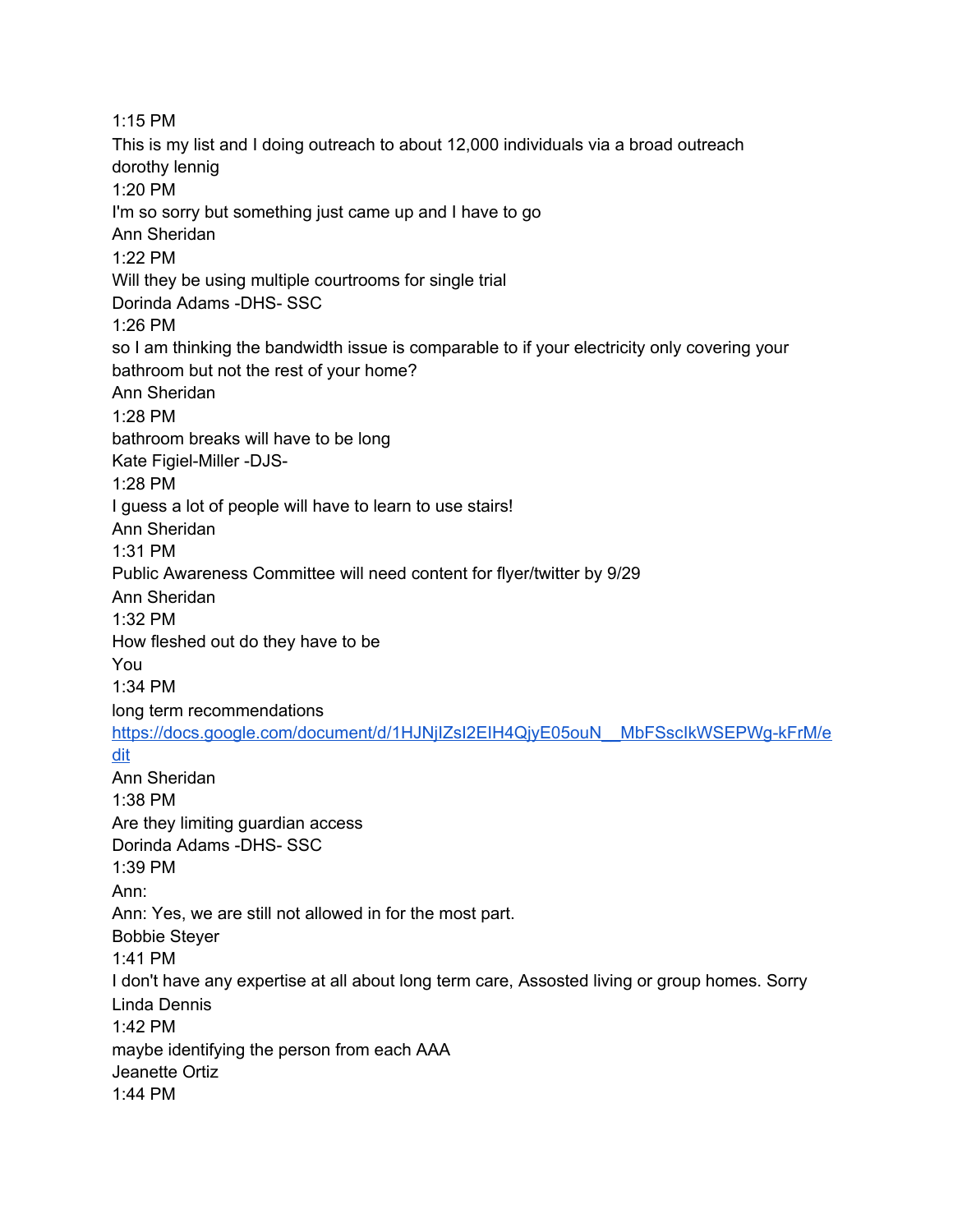1:15 PM
This is my list and I doing outreach to about 12,000 individuals via a broad outreach
dorothy lennig
1:20 PM
I'm so sorry but something just came up and I have to go
Ann Sheridan
1:22 PM
Will they be using multiple courtrooms for single trial
Dorinda Adams -DHS- SSC
1:26 PM
so I am thinking the bandwidth issue is comparable to if your electricity only covering your bathroom but not the rest of your home?
Ann Sheridan
1:28 PM
bathroom breaks will have to be long
Kate Figiel-Miller -DJS-
1:28 PM
I guess a lot of people will have to learn to use stairs!
Ann Sheridan
1:31 PM
Public Awareness Committee will need content for flyer/twitter by 9/29
Ann Sheridan
1:32 PM
How fleshed out do they have to be
You
1:34 PM
long term recommendations
[https://docs.google.com/document/d/1HJNjIZsI2EIH4QjyE05ouN__MbFSscIkWSEPWg-kFrM/edit](https://docs.google.com/document/d/1HJNjIZsI2EIH4QjyE05ouN__MbFSscIkWSEPWg-kFrM/edit)
Ann Sheridan
1:38 PM
Are they limiting guardian access
Dorinda Adams -DHS- SSC
1:39 PM
Ann:
Ann: Yes, we are still not allowed in for the most part.
Bobbie Steyer
1:41 PM
I don't have any expertise at all about long term care, Assosted living or group homes. Sorry
Linda Dennis
1:42 PM
maybe identifying the person from each AAA
Jeanette Ortiz
1:44 PM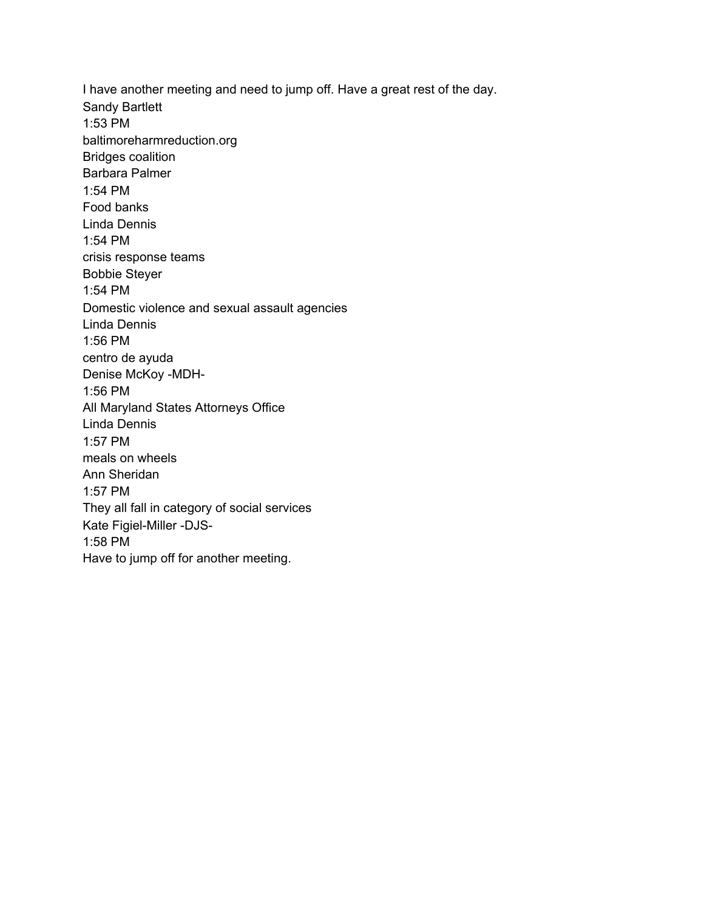I have another meeting and need to jump off. Have a great rest of the day.
Sandy Bartlett
1:53 PM
baltimoreharmreduction.org
Bridges coalition
Barbara Palmer
1:54 PM
Food banks
Linda Dennis
1:54 PM
crisis response teams
Bobbie Steyer
1:54 PM
Domestic violence and sexual assault agencies
Linda Dennis
1:56 PM
centro de ayuda
Denise McKoy -MDH-
1:56 PM
All Maryland States Attorneys Office
Linda Dennis
1:57 PM
meals on wheels
Ann Sheridan
1:57 PM
They all fall in category of social services
Kate Figiel-Miller -DJS-
1:58 PM
Have to jump off for another meeting.